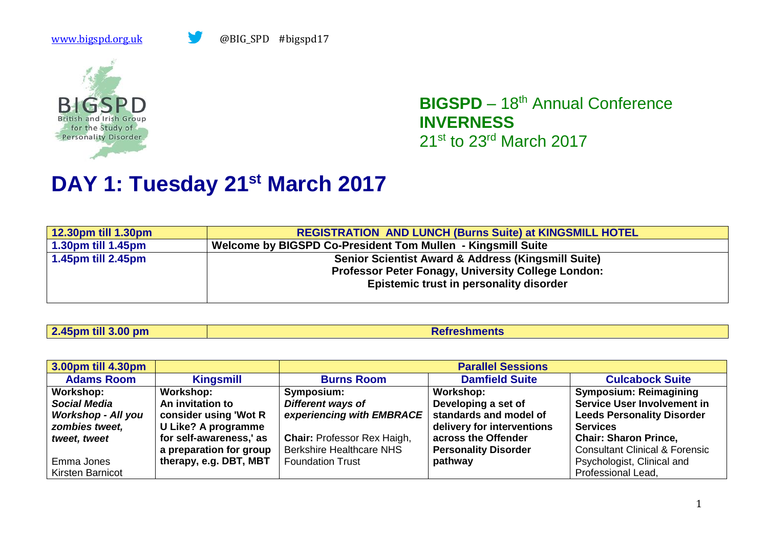www.bigspd.org.uk @BIG_SPD #bigspd17

BIGSPD
British and Irish Group for the Study of Personality Disorder

**BIGSPD** – 18th Annual Conference
**INVERNESS**
21st to 23rd March 2017

# DAY 1: Tuesday 21st March 2017

| 12.30pm till 1.30pm | REGISTRATION AND LUNCH (Burns Suite) at KINGSMILL HOTEL |
|---|---|
| 1.30pm till 1.45pm | Welcome by BIGSPD Co-President Tom Mullen - Kingsmill Suite |
| 1.45pm till 2.45pm | **Senior Scientist Award & Address (Kingsmill Suite)**<br>**Professor Peter Fonagy, University College London:**<br>**Epistemic trust in personality disorder** |

| 2.45pm till 3.00 pm | Refreshments |
|---|---|

| 3.00pm till 4.30pm | | Parallel Sessions | | |
|---|---|---|---|---|
| **Adams Room** | **Kingsmill** | **Burns Room** | **Damfield Suite** | **Culcabock Suite** |
| **Workshop:**<br>***Social Media Workshop - All you zombies tweet, tweet, tweet***<br><br>Emma Jones<br>Kirsten Barnicot | **Workshop:**<br>**An invitation to consider using 'Wot R U Like? A programme for self-awareness,' as a preparation for group therapy, e.g. DBT, MBT** | **Symposium:**<br>***Different ways of experiencing with EMBRACE***<br><br>**Chair:** Professor Rex Haigh, Berkshire Healthcare NHS Foundation Trust | **Workshop:**<br>**Developing a set of standards and model of delivery for interventions across the Offender Personality Disorder pathway** | **Symposium: Reimagining Service User Involvement in Leeds Personality Disorder Services**<br>**Chair: Sharon Prince,** Consultant Clinical & Forensic Psychologist, Clinical and Professional Lead, |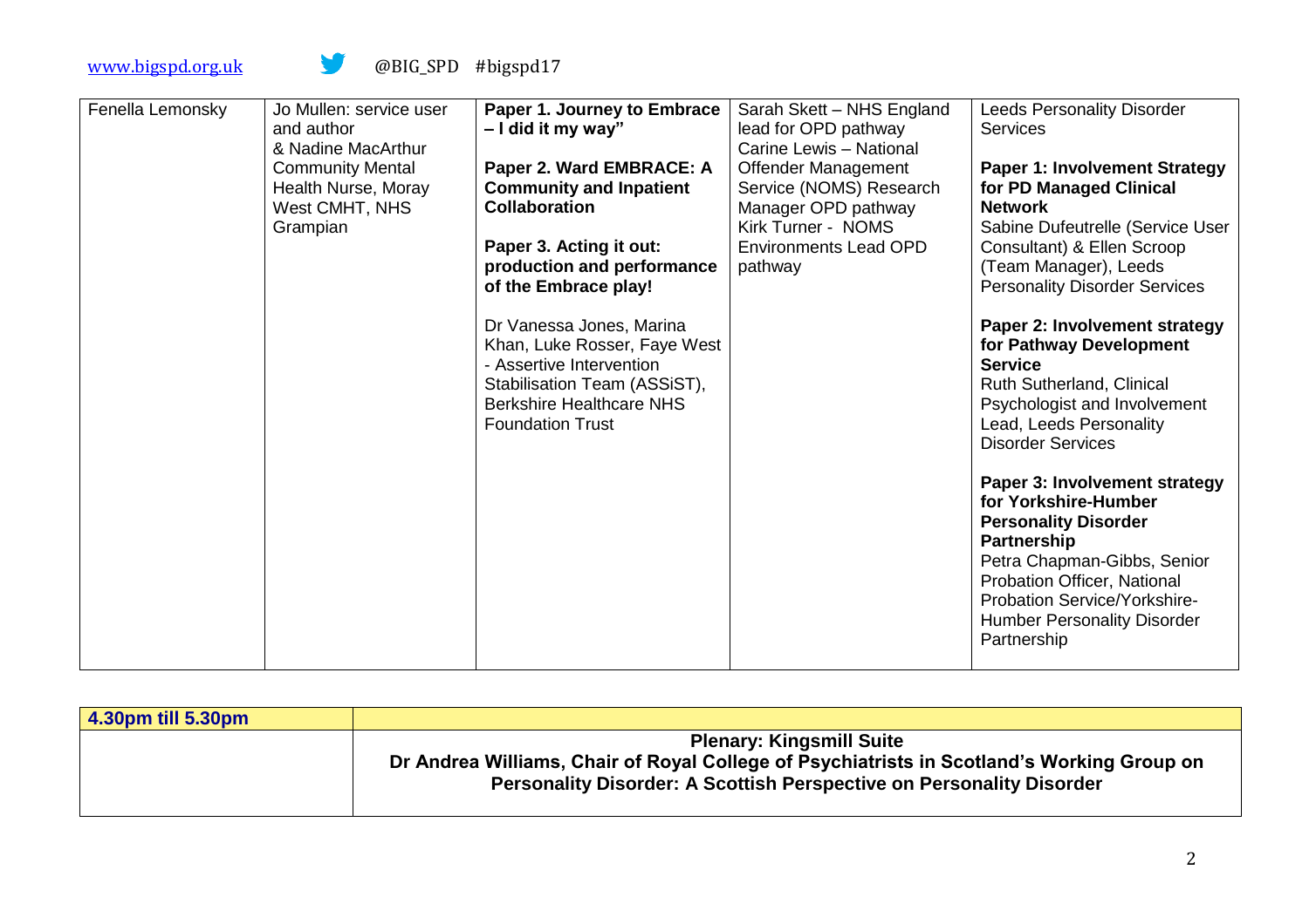| Fenella Lemonsky | Jo Mullen: service user and author & Nadine MacArthur Community Mental Health Nurse, Moray West CMHT, NHS Grampian | **Paper 1. Journey to Embrace – I did it my way"**<br><br>**Paper 2. Ward EMBRACE: A Community and Inpatient Collaboration**<br><br>**Paper 3. Acting it out: production and performance of the Embrace play!**<br><br>Dr Vanessa Jones, Marina Khan, Luke Rosser, Faye West - Assertive Intervention Stabilisation Team (ASSiST), Berkshire Healthcare NHS Foundation Trust | Sarah Skett – NHS England lead for OPD pathway<br>Carine Lewis – National Offender Management Service (NOMS) Research Manager OPD pathway<br>Kirk Turner - NOMS Environments Lead OPD pathway | Leeds Personality Disorder Services<br><br>**Paper 1: Involvement Strategy for PD Managed Clinical Network**<br>Sabine Dufeutrelle (Service User Consultant) & Ellen Scroop (Team Manager), Leeds Personality Disorder Services<br><br>**Paper 2: Involvement strategy for Pathway Development Service**<br>Ruth Sutherland, Clinical Psychologist and Involvement Lead, Leeds Personality Disorder Services<br><br>**Paper 3: Involvement strategy for Yorkshire-Humber Personality Disorder Partnership**<br>Petra Chapman-Gibbs, Senior Probation Officer, National Probation Service/Yorkshire-Humber Personality Disorder Partnership |
|---|---|---|---|---|

| **4.30pm till 5.30pm** | |
|---|---|
| | **Plenary: Kingsmill Suite**<br>**Dr Andrea Williams, Chair of Royal College of Psychiatrists in Scotland's Working Group on Personality Disorder: A Scottish Perspective on Personality Disorder** |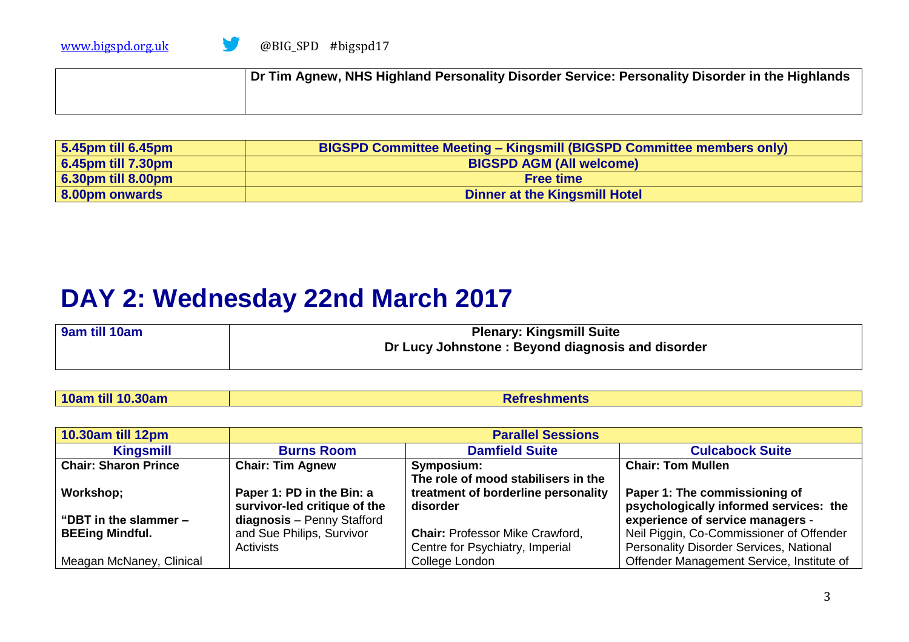|  | **Dr Tim Agnew, NHS Highland Personality Disorder Service: Personality Disorder in the Highlands** |
|---|---|

| **5.45pm till 6.45pm** | **BIGSPD Committee Meeting – Kingsmill (BIGSPD Committee members only)** |
|---|---|
| **6.45pm till 7.30pm** | **BIGSPD AGM (All welcome)** |
| **6.30pm till 8.00pm** | **Free time** |
| **8.00pm onwards** | **Dinner at the Kingsmill Hotel** |

# DAY 2: Wednesday 22nd March 2017

| **9am till 10am** | **Plenary: Kingsmill Suite**<br>**Dr Lucy Johnstone : Beyond diagnosis and disorder** |
|---|---|

| **10am till 10.30am** | **Refreshments** |
|---|---|

| **10.30am till 12pm** | **Parallel Sessions** | | |
|---|---|---|---|
| **Kingsmill** | **Burns Room** | **Damfield Suite** | **Culcabock Suite** |
| **Chair: Sharon Prince**<br><br>**Workshop;**<br><br>**"DBT in the slammer – BEEing Mindful.**<br><br>Meagan McNaney, Clinical | **Chair: Tim Agnew**<br><br>**Paper 1: PD in the Bin: a survivor-led critique of the diagnosis** – Penny Stafford and Sue Philips, Survivor Activists | **Symposium:**<br>**The role of mood stabilisers in the treatment of borderline personality disorder**<br><br>**Chair:** Professor Mike Crawford, Centre for Psychiatry, Imperial College London | **Chair: Tom Mullen**<br><br>**Paper 1: The commissioning of psychologically informed services: the experience of service managers** - Neil Piggin, Co-Commissioner of Offender Personality Disorder Services, National Offender Management Service, Institute of |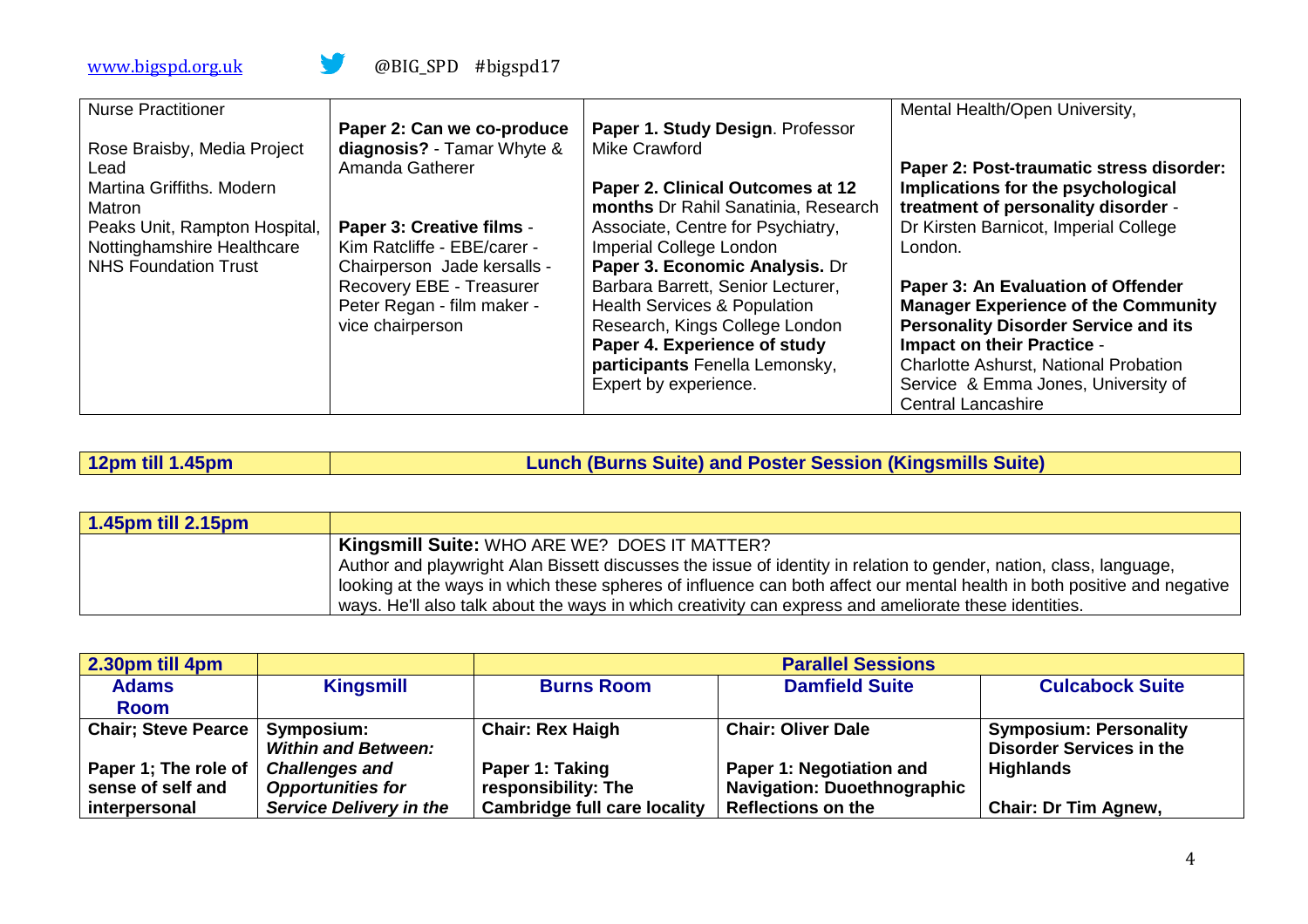| | | | |
|---|---|---|---|
| Nurse Practitioner<br><br>Rose Braisby, Media Project Lead<br>Martina Griffiths. Modern Matron<br>Peaks Unit, Rampton Hospital, Nottinghamshire Healthcare NHS Foundation Trust | **Paper 2: Can we co-produce diagnosis?** - Tamar Whyte & Amanda Gatherer<br><br>**Paper 3: Creative films** - Kim Ratcliffe - EBE/carer - Chairperson Jade kersalls - Recovery EBE - Treasurer Peter Regan - film maker - vice chairperson | **Paper 1. Study Design**. Professor Mike Crawford<br><br>**Paper 2. Clinical Outcomes at 12 months** Dr Rahil Sanatinia, Research Associate, Centre for Psychiatry, Imperial College London<br>**Paper 3. Economic Analysis.** Dr Barbara Barrett, Senior Lecturer, Health Services & Population Research, Kings College London<br>**Paper 4. Experience of study participants** Fenella Lemonsky, Expert by experience. | Mental Health/Open University,<br><br>**Paper 2: Post-traumatic stress disorder: Implications for the psychological treatment of personality disorder** - Dr Kirsten Barnicot, Imperial College London.<br><br>**Paper 3: An Evaluation of Offender Manager Experience of the Community Personality Disorder Service and its Impact on their Practice** - Charlotte Ashurst, National Probation Service & Emma Jones, University of Central Lancashire |

| **12pm till 1.45pm** | **Lunch (Burns Suite) and Poster Session (Kingsmills Suite)** |
|---|---|

| **1.45pm till 2.15pm** | |
|---|---|
| | **Kingsmill Suite:** WHO ARE WE? DOES IT MATTER?<br>Author and playwright Alan Bissett discusses the issue of identity in relation to gender, nation, class, language, looking at the ways in which these spheres of influence can both affect our mental health in both positive and negative ways. He'll also talk about the ways in which creativity can express and ameliorate these identities. |

| **2.30pm till 4pm** | | **Parallel Sessions** | | |
|---|---|---|---|---|
| **Adams Room** | **Kingsmill** | **Burns Room** | **Damfield Suite** | **Culcabock Suite** |
| **Chair; Steve Pearce**<br><br>**Paper 1; The role of sense of self and interpersonal** | **Symposium:**<br>***Within and Between: Challenges and Opportunities for Service Delivery in the*** | **Chair: Rex Haigh**<br><br>**Paper 1: Taking responsibility: The Cambridge full care locality** | **Chair: Oliver Dale**<br><br>**Paper 1: Negotiation and Navigation: Duoethnographic Reflections on the** | **Symposium: Personality Disorder Services in the Highlands**<br><br>**Chair: Dr Tim Agnew,** |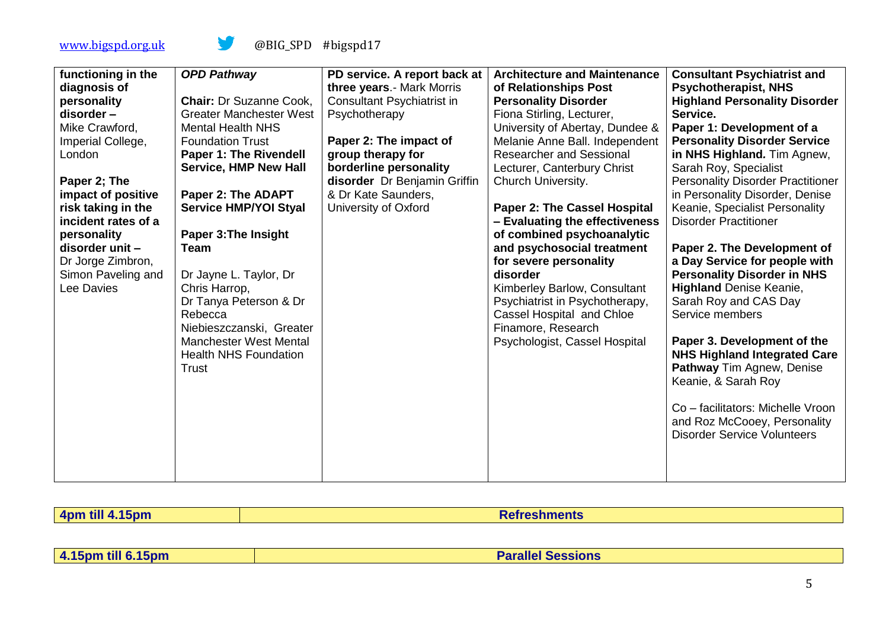| **functioning in the diagnosis of personality disorder –** Mike Crawford, Imperial College, London<br><br>**Paper 2; The impact of positive risk taking in the incident rates of a personality disorder unit –** Dr Jorge Zimbron, Simon Paveling and Lee Davies | ***OPD Pathway***<br><br>**Chair:** Dr Suzanne Cook, Greater Manchester West Mental Health NHS Foundation Trust<br>**Paper 1: The Rivendell Service, HMP New Hall**<br><br>**Paper 2: The ADAPT Service HMP/YOI Styal**<br><br>**Paper 3:The Insight Team**<br><br>Dr Jayne L. Taylor, Dr Chris Harrop, Dr Tanya Peterson & Dr Rebecca Niebieszczanski, Greater Manchester West Mental Health NHS Foundation Trust | **PD service. A report back at three years**.- Mark Morris Consultant Psychiatrist in Psychotherapy<br><br>**Paper 2: The impact of group therapy for borderline personality disorder** Dr Benjamin Griffin & Dr Kate Saunders, University of Oxford | **Architecture and Maintenance of Relationships Post Personality Disorder** Fiona Stirling, Lecturer, University of Abertay, Dundee & Melanie Anne Ball. Independent Researcher and Sessional Lecturer, Canterbury Christ Church University.<br><br>**Paper 2: The Cassel Hospital – Evaluating the effectiveness of combined psychoanalytic and psychosocial treatment for severe personality disorder** Kimberley Barlow, Consultant Psychiatrist in Psychotherapy, Cassel Hospital and Chloe Finamore, Research Psychologist, Cassel Hospital | **Consultant Psychiatrist and Psychotherapist, NHS Highland Personality Disorder Service.**<br>**Paper 1: Development of a Personality Disorder Service in NHS Highland.** Tim Agnew, Sarah Roy, Specialist Personality Disorder Practitioner in Personality Disorder, Denise Keanie, Specialist Personality Disorder Practitioner<br><br>**Paper 2. The Development of a Day Service for people with Personality Disorder in NHS Highland** Denise Keanie, Sarah Roy and CAS Day Service members<br><br>**Paper 3. Development of the NHS Highland Integrated Care Pathway** Tim Agnew, Denise Keanie, & Sarah Roy<br><br>Co – facilitators: Michelle Vroon and Roz McCooey, Personality Disorder Service Volunteers |
|---|---|---|---|---|

| **4pm till 4.15pm** | **Refreshments** |
|---|---|

| **4.15pm till 6.15pm** | **Parallel Sessions** |
|---|---|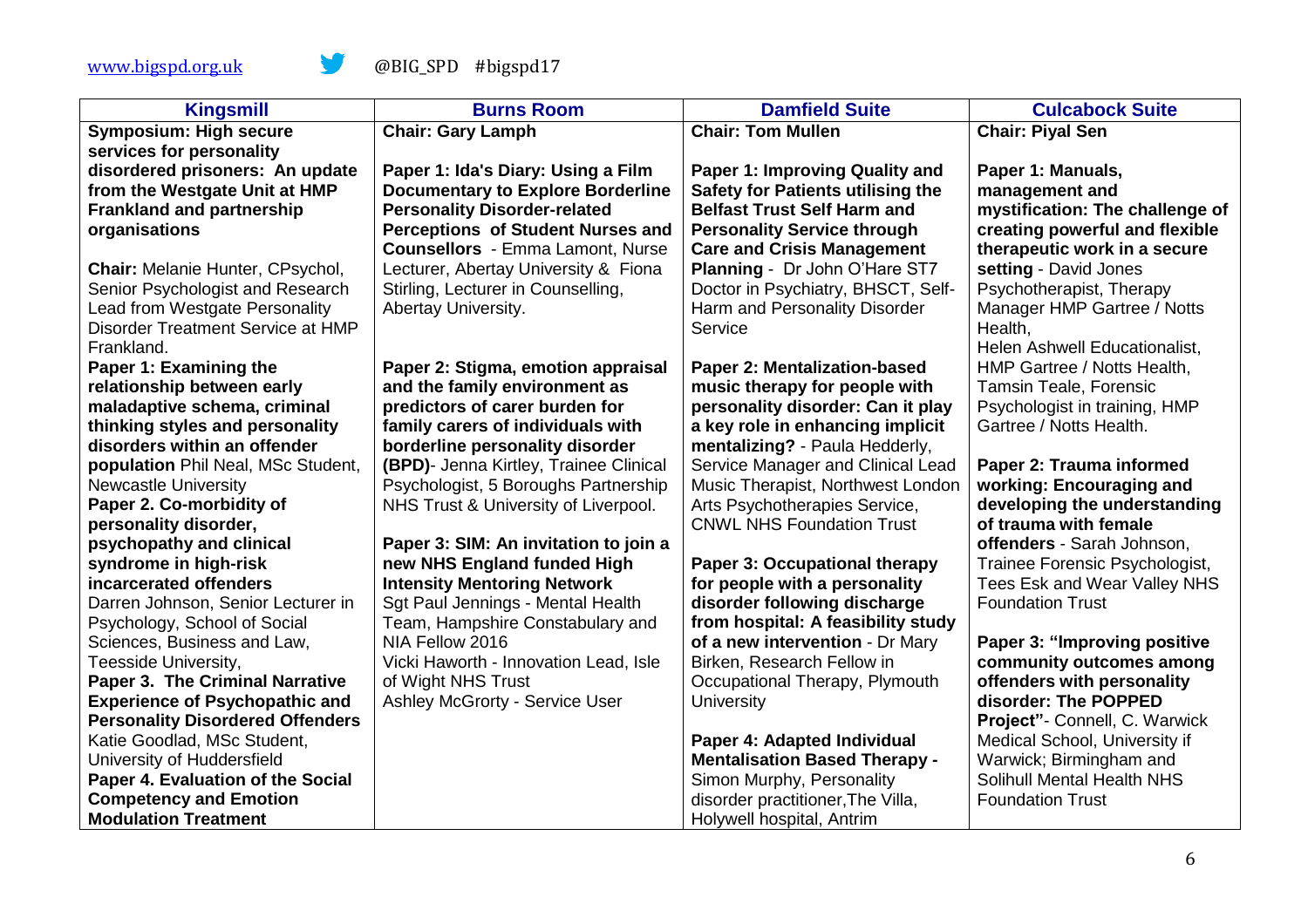[www.bigspd.org.uk](http://www.bigspd.org.uk) @BIG_SPD #bigspd17

| Kingsmill | Burns Room | Damfield Suite | Culcabock Suite |
|---|---|---|---|
| **Symposium: High secure services for personality disordered prisoners: An update from the Westgate Unit at HMP Frankland and partnership organisations**<br><br>**Chair:** Melanie Hunter, CPsychol, Senior Psychologist and Research Lead from Westgate Personality Disorder Treatment Service at HMP Frankland.<br>**Paper 1: Examining the relationship between early maladaptive schema, criminal thinking styles and personality disorders within an offender population** Phil Neal, MSc Student, Newcastle University<br>**Paper 2. Co-morbidity of personality disorder, psychopathy and clinical syndrome in high-risk incarcerated offenders** Darren Johnson, Senior Lecturer in Psychology, School of Social Sciences, Business and Law, Teesside University,<br>**Paper 3. The Criminal Narrative Experience of Psychopathic and Personality Disordered Offenders** Katie Goodlad, MSc Student, University of Huddersfield<br>**Paper 4. Evaluation of the Social Competency and Emotion Modulation Treatment** | **Chair: Gary Lamph**<br><br>**Paper 1: Ida's Diary: Using a Film Documentary to Explore Borderline Personality Disorder-related Perceptions of Student Nurses and Counsellors** - Emma Lamont, Nurse Lecturer, Abertay University & Fiona Stirling, Lecturer in Counselling, Abertay University.<br><br>**Paper 2: Stigma, emotion appraisal and the family environment as predictors of carer burden for family carers of individuals with borderline personality disorder (BPD)**- Jenna Kirtley, Trainee Clinical Psychologist, 5 Boroughs Partnership NHS Trust & University of Liverpool.<br><br>**Paper 3: SIM: An invitation to join a new NHS England funded High Intensity Mentoring Network** Sgt Paul Jennings - Mental Health Team, Hampshire Constabulary and NIA Fellow 2016<br>Vicki Haworth - Innovation Lead, Isle of Wight NHS Trust<br>Ashley McGrorty - Service User | **Chair: Tom Mullen**<br><br>**Paper 1: Improving Quality and Safety for Patients utilising the Belfast Trust Self Harm and Personality Service through Care and Crisis Management Planning** - Dr John O'Hare ST7 Doctor in Psychiatry, BHSCT, Self-Harm and Personality Disorder Service<br><br>**Paper 2: Mentalization-based music therapy for people with personality disorder: Can it play a key role in enhancing implicit mentalizing?** - Paula Hedderly, Service Manager and Clinical Lead Music Therapist, Northwest London Arts Psychotherapies Service, CNWL NHS Foundation Trust<br><br>**Paper 3: Occupational therapy for people with a personality disorder following discharge from hospital: A feasibility study of a new intervention** - Dr Mary Birken, Research Fellow in Occupational Therapy, Plymouth University<br><br>**Paper 4: Adapted Individual Mentalisation Based Therapy -** Simon Murphy, Personality disorder practitioner,The Villa, Holywell hospital, Antrim | **Chair: Piyal Sen**<br><br>**Paper 1: Manuals, management and mystification: The challenge of creating powerful and flexible therapeutic work in a secure setting** - David Jones Psychotherapist, Therapy Manager HMP Gartree / Notts Health,<br>Helen Ashwell Educationalist, HMP Gartree / Notts Health,<br>Tamsin Teale, Forensic Psychologist in training, HMP Gartree / Notts Health.<br><br>**Paper 2: Trauma informed working: Encouraging and developing the understanding of trauma with female offenders** - Sarah Johnson, Trainee Forensic Psychologist, Tees Esk and Wear Valley NHS Foundation Trust<br><br>**Paper 3: "Improving positive community outcomes among offenders with personality disorder: The POPPED Project"**- Connell, C. Warwick Medical School, University if Warwick; Birmingham and Solihull Mental Health NHS Foundation Trust |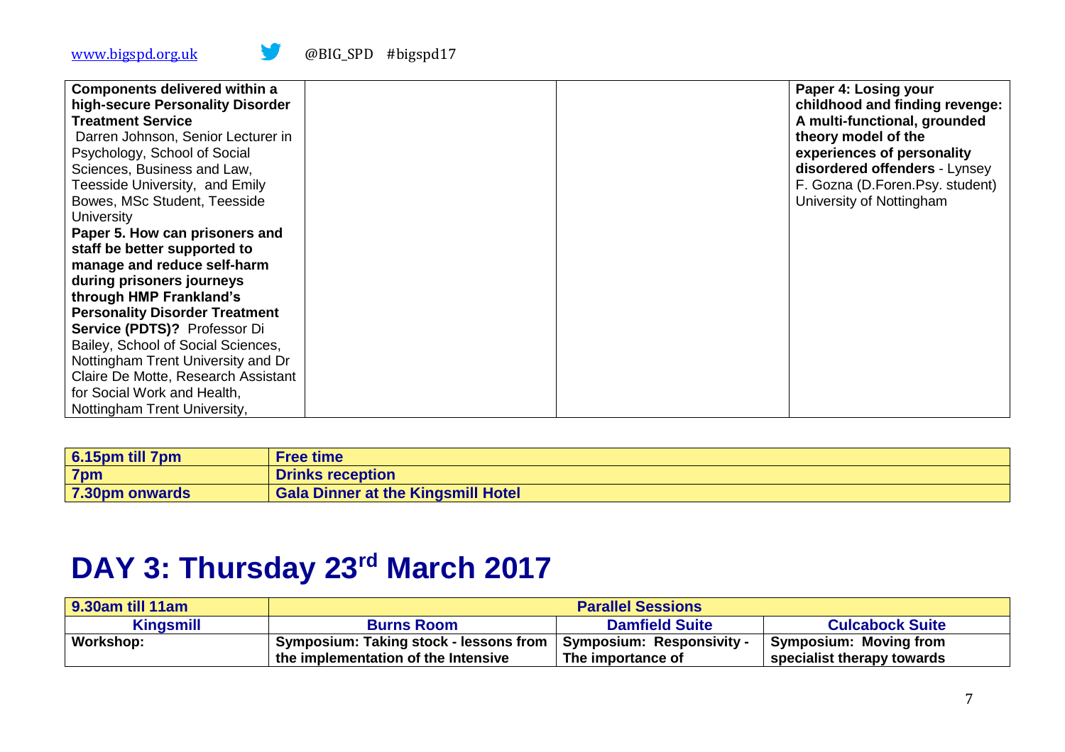| | | | |
|---|---|---|---|
| **Components delivered within a high-secure Personality Disorder Treatment Service** Darren Johnson, Senior Lecturer in Psychology, School of Social Sciences, Business and Law, Teesside University, and Emily Bowes, MSc Student, Teesside University **Paper 5. How can prisoners and staff be better supported to manage and reduce self-harm during prisoners journeys through HMP Frankland's Personality Disorder Treatment Service (PDTS)?** Professor Di Bailey, School of Social Sciences, Nottingham Trent University and Dr Claire De Motte, Research Assistant for Social Work and Health, Nottingham Trent University, | | | **Paper 4: Losing your childhood and finding revenge: A multi-functional, grounded theory model of the experiences of personality disordered offenders** - Lynsey F. Gozna (D.Foren.Psy. student) University of Nottingham |

| | |
|---|---|
| **6.15pm till 7pm** | **Free time** |
| **7pm** | **Drinks reception** |
| **7.30pm onwards** | **Gala Dinner at the Kingsmill Hotel** |

# DAY 3: Thursday 23rd March 2017

| **9.30am till 11am** | **Parallel Sessions** | | |
|---|---|---|---|
| **Kingsmill** | **Burns Room** | **Damfield Suite** | **Culcabock Suite** |
| **Workshop:** | **Symposium: Taking stock - lessons from the implementation of the Intensive** | **Symposium: Responsivity - The importance of** | **Symposium: Moving from specialist therapy towards** |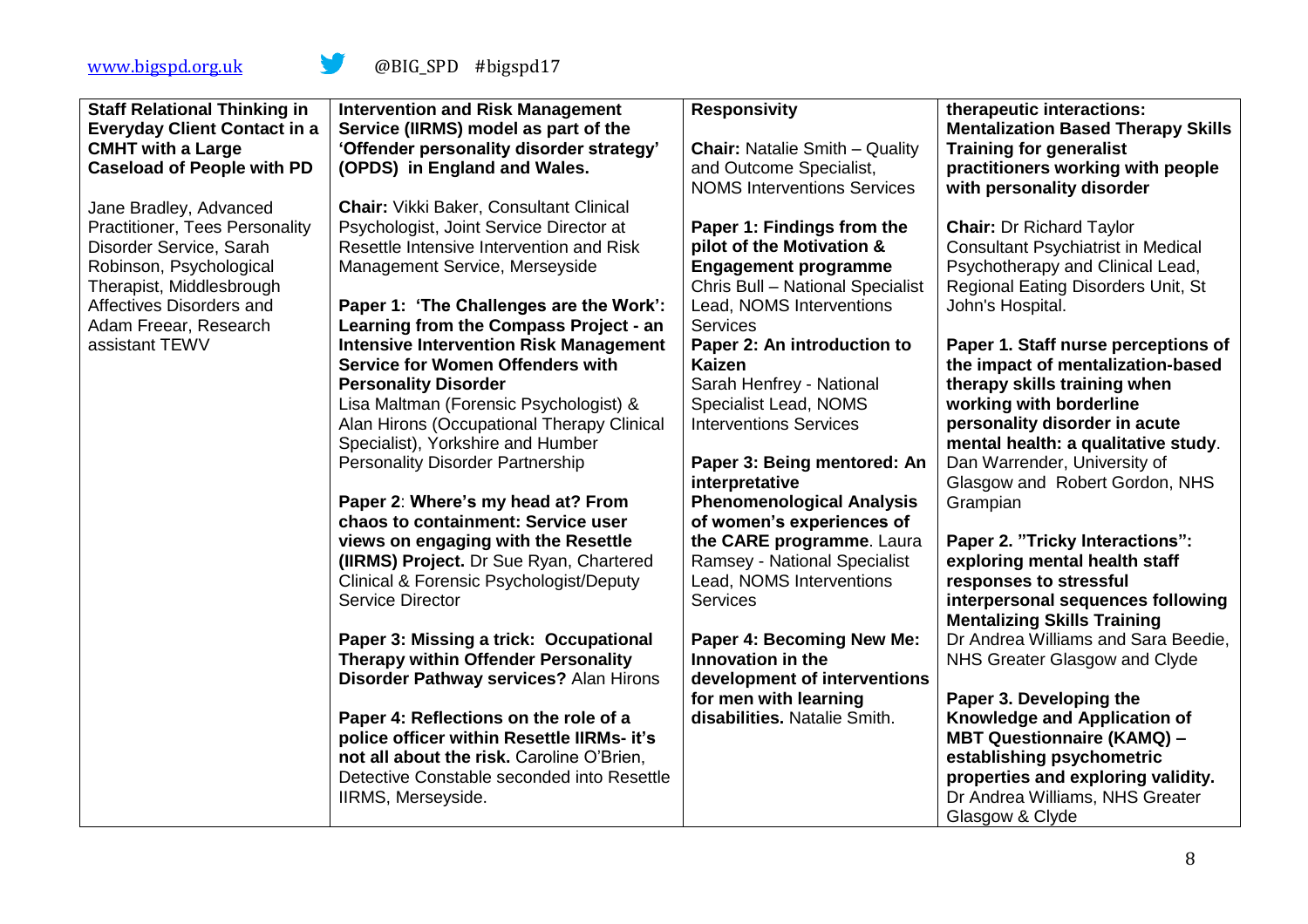| **Staff Relational Thinking in Everyday Client Contact in a CMHT with a Large Caseload of People with PD**<br><br>Jane Bradley, Advanced Practitioner, Tees Personality Disorder Service, Sarah Robinson, Psychological Therapist, Middlesbrough Affectives Disorders and Adam Freear, Research assistant TEWV | **Intervention and Risk Management Service (IIRMS) model as part of the 'Offender personality disorder strategy' (OPDS) in England and Wales.**<br><br>**Chair:** Vikki Baker, Consultant Clinical Psychologist, Joint Service Director at Resettle Intensive Intervention and Risk Management Service, Merseyside<br><br>**Paper 1: 'The Challenges are the Work': Learning from the Compass Project - an Intensive Intervention Risk Management Service for Women Offenders with Personality Disorder**<br>Lisa Maltman (Forensic Psychologist) & Alan Hirons (Occupational Therapy Clinical Specialist), Yorkshire and Humber Personality Disorder Partnership<br><br>**Paper 2**: **Where's my head at? From chaos to containment: Service user views on engaging with the Resettle (IIRMS) Project.** Dr Sue Ryan, Chartered Clinical & Forensic Psychologist/Deputy Service Director<br><br>**Paper 3: Missing a trick: Occupational Therapy within Offender Personality Disorder Pathway services?** Alan Hirons<br><br>**Paper 4: Reflections on the role of a police officer within Resettle IIRMs- it's not all about the risk.** Caroline O'Brien, Detective Constable seconded into Resettle IIRMS, Merseyside. | **Responsivity**<br><br>**Chair:** Natalie Smith – Quality and Outcome Specialist, NOMS Interventions Services<br><br>**Paper 1: Findings from the pilot of the Motivation & Engagement programme** Chris Bull – National Specialist Lead, NOMS Interventions Services<br>**Paper 2: An introduction to Kaizen**<br>Sarah Henfrey - National Specialist Lead, NOMS Interventions Services<br><br>**Paper 3: Being mentored: An interpretative Phenomenological Analysis of women's experiences of the CARE programme**. Laura Ramsey - National Specialist Lead, NOMS Interventions Services<br><br>**Paper 4: Becoming New Me: Innovation in the development of interventions for men with learning disabilities.** Natalie Smith. | **therapeutic interactions: Mentalization Based Therapy Skills Training for generalist practitioners working with people with personality disorder**<br><br>**Chair:** Dr Richard Taylor Consultant Psychiatrist in Medical Psychotherapy and Clinical Lead, Regional Eating Disorders Unit, St John's Hospital.<br><br>**Paper 1. Staff nurse perceptions of the impact of mentalization-based therapy skills training when working with borderline personality disorder in acute mental health: a qualitative study**. Dan Warrender, University of Glasgow and Robert Gordon, NHS Grampian<br><br>**Paper 2. "Tricky Interactions": exploring mental health staff responses to stressful interpersonal sequences following Mentalizing Skills Training**<br>Dr Andrea Williams and Sara Beedie, NHS Greater Glasgow and Clyde<br><br>**Paper 3. Developing the Knowledge and Application of MBT Questionnaire (KAMQ) – establishing psychometric properties and exploring validity.** Dr Andrea Williams, NHS Greater Glasgow & Clyde |
|---|---|---|---|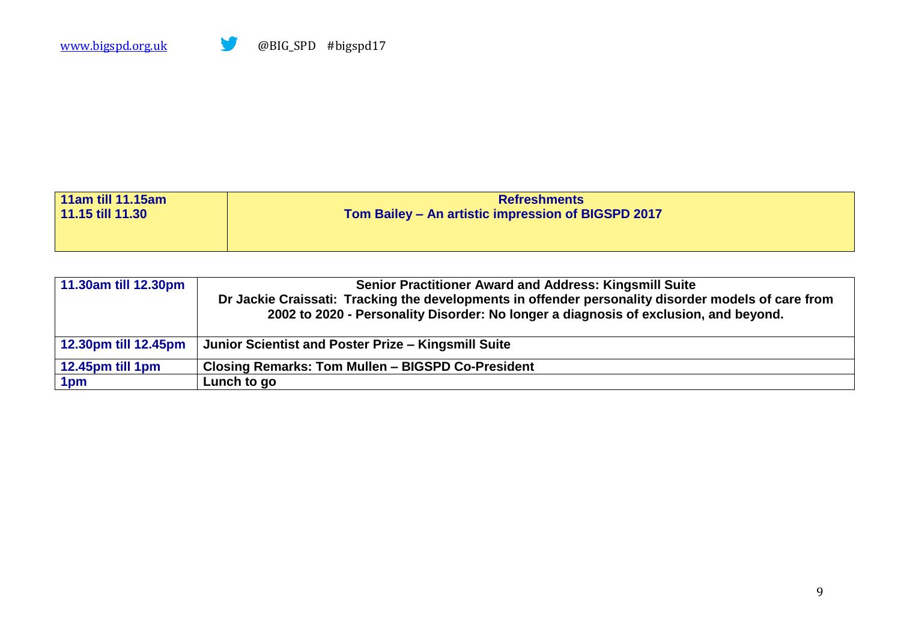| | |
|---|---|
| **11am till 11.15am**<br>**11.15 till 11.30** | **Refreshments**<br>**Tom Bailey – An artistic impression of BIGSPD 2017** |

| | |
|---|---|
| **11.30am till 12.30pm** | **Senior Practitioner Award and Address: Kingsmill Suite**<br>**Dr Jackie Craissati: Tracking the developments in offender personality disorder models of care from 2002 to 2020 - Personality Disorder: No longer a diagnosis of exclusion, and beyond.** |
| **12.30pm till 12.45pm** | **Junior Scientist and Poster Prize – Kingsmill Suite** |
| **12.45pm till 1pm** | **Closing Remarks: Tom Mullen – BIGSPD Co-President** |
| **1pm** | **Lunch to go** |